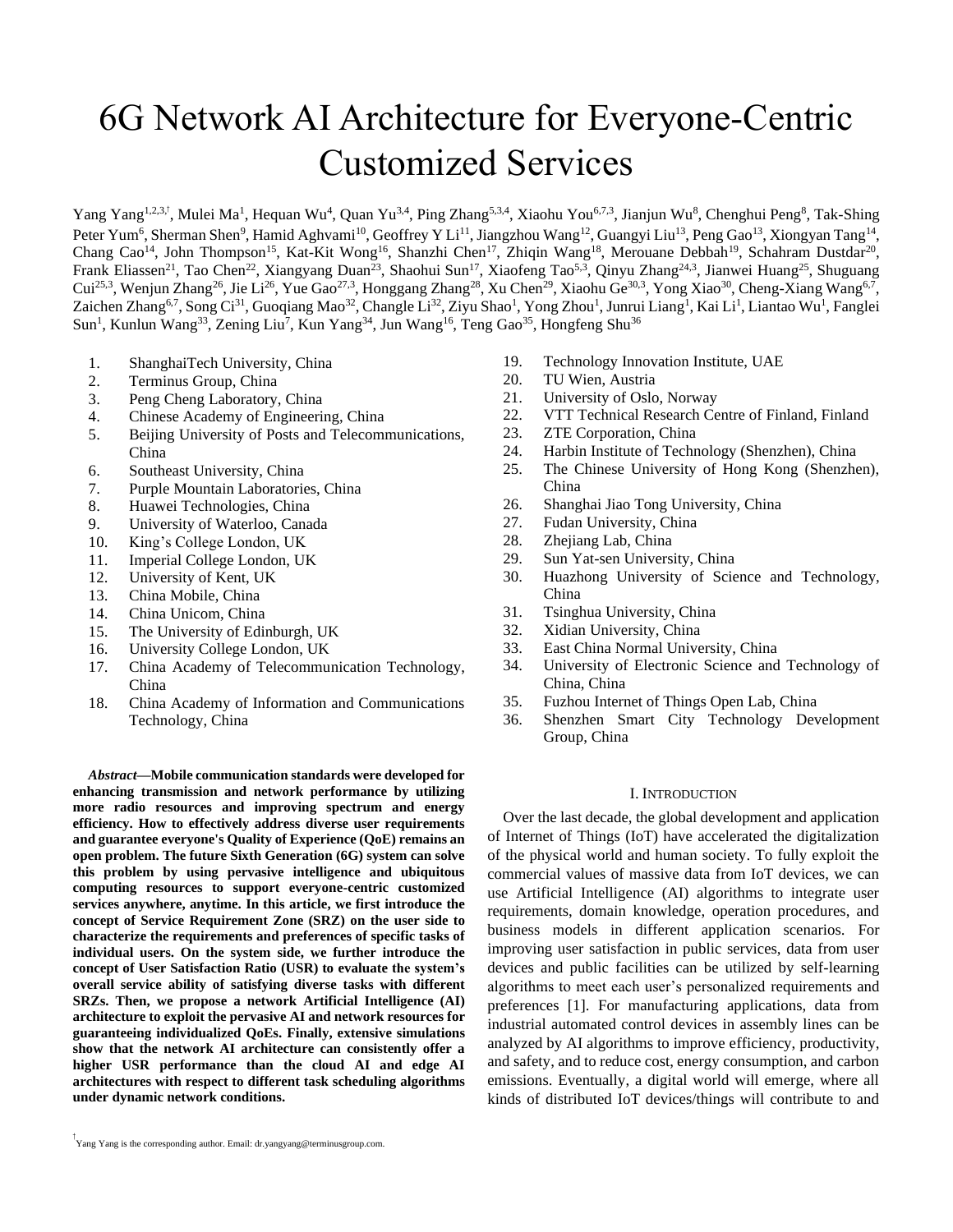# 6G Network AI Architecture for Everyone-Centric Customized Services

Yang Yang[1,2,3,†], Mulei Ma[1], Hequan Wu[4], Quan Yu[3,4], Ping Zhang[5,3,4], Xiaohu You[6,7,3], Jianjun Wu[8], Chenghui Peng[8], Tak-Shing Peter Yum[6], Sherman Shen[9], Hamid Aghvami[10], Geoffrey Y Li[11], Jiangzhou Wang[12], Guangyi Liu[13], Peng Gao[13], Xiongyan Tang[14], Chang Cao[14], John Thompson[15], Kat-Kit Wong[16], Shanzhi Chen[17], Zhiqin Wang[18], Merouane Debbah[19], Schahram Dustdar[20], Frank Eliassen[21], Tao Chen[22], Xiangyang Duan[23], Shaohui Sun[17], Xiaofeng Tao[5,3], Qinyu Zhang[24,3], Jianwei Huang[25], Shuguang Cui[25,3], Wenjun Zhang[26], Jie Li[26], Yue Gao[27,3], Honggang Zhang[28], Xu Chen[29], Xiaohu Ge[30,3], Yong Xiao[30], Cheng-Xiang Wang[6,7], Zaichen Zhang[6,7], Song Ci[31], Guoqiang Mao[32], Changle Li[32], Ziyu Shao[1], Yong Zhou[1], Junrui Liang[1], Kai Li[1], Liantao Wu[1], Fanglei Sun[1], Kunlun Wang[33], Zening Liu[7], Kun Yang[34], Jun Wang[16], Teng Gao[35], Hongfeng Shu[36]

1. ShanghaiTech University, China
2. Terminus Group, China
3. Peng Cheng Laboratory, China
4. Chinese Academy of Engineering, China
5. Beijing University of Posts and Telecommunications, China
6. Southeast University, China
7. Purple Mountain Laboratories, China
8. Huawei Technologies, China
9. University of Waterloo, Canada
10. King's College London, UK
11. Imperial College London, UK
12. University of Kent, UK
13. China Mobile, China
14. China Unicom, China
15. The University of Edinburgh, UK
16. University College London, UK
17. China Academy of Telecommunication Technology, China
18. China Academy of Information and Communications Technology, China
19. Technology Innovation Institute, UAE
20. TU Wien, Austria
21. University of Oslo, Norway
22. VTT Technical Research Centre of Finland, Finland
23. ZTE Corporation, China
24. Harbin Institute of Technology (Shenzhen), China
25. The Chinese University of Hong Kong (Shenzhen), China
26. Shanghai Jiao Tong University, China
27. Fudan University, China
28. Zhejiang Lab, China
29. Sun Yat-sen University, China
30. Huazhong University of Science and Technology, China
31. Tsinghua University, China
32. Xidian University, China
33. East China Normal University, China
34. University of Electronic Science and Technology of China, China
35. Fuzhou Internet of Things Open Lab, China
36. Shenzhen Smart City Technology Development Group, China

***Abstract*—Mobile communication standards were developed for enhancing transmission and network performance by utilizing more radio resources and improving spectrum and energy efficiency. How to effectively address diverse user requirements and guarantee everyone's Quality of Experience (QoE) remains an open problem. The future Sixth Generation (6G) system can solve this problem by using pervasive intelligence and ubiquitous computing resources to support everyone-centric customized services anywhere, anytime. In this article, we first introduce the concept of Service Requirement Zone (SRZ) on the user side to characterize the requirements and preferences of specific tasks of individual users. On the system side, we further introduce the concept of User Satisfaction Ratio (USR) to evaluate the system's overall service ability of satisfying diverse tasks with different SRZs. Then, we propose a network Artificial Intelligence (AI) architecture to exploit the pervasive AI and network resources for guaranteeing individualized QoEs. Finally, extensive simulations show that the network AI architecture can consistently offer a higher USR performance than the cloud AI and edge AI architectures with respect to different task scheduling algorithms under dynamic network conditions.**

## I. Introduction

Over the last decade, the global development and application of Internet of Things (IoT) have accelerated the digitalization of the physical world and human society. To fully exploit the commercial values of massive data from IoT devices, we can use Artificial Intelligence (AI) algorithms to integrate user requirements, domain knowledge, operation procedures, and business models in different application scenarios. For improving user satisfaction in public services, data from user devices and public facilities can be utilized by self-learning algorithms to meet each user's personalized requirements and preferences [1]. For manufacturing applications, data from industrial automated control devices in assembly lines can be analyzed by AI algorithms to improve efficiency, productivity, and safety, and to reduce cost, energy consumption, and carbon emissions. Eventually, a digital world will emerge, where all kinds of distributed IoT devices/things will contribute to and

† Yang Yang is the corresponding author. Email: dr.yangyang@terminusgroup.com.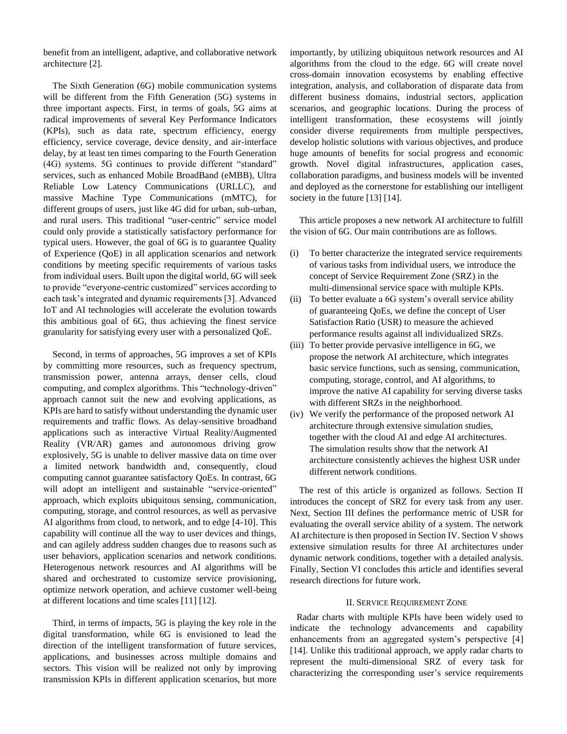benefit from an intelligent, adaptive, and collaborative network architecture [2].

The Sixth Generation (6G) mobile communication systems will be different from the Fifth Generation (5G) systems in three important aspects. First, in terms of goals, 5G aims at radical improvements of several Key Performance Indicators (KPIs), such as data rate, spectrum efficiency, energy efficiency, service coverage, device density, and air-interface delay, by at least ten times comparing to the Fourth Generation (4G) systems. 5G continues to provide different "standard" services, such as enhanced Mobile BroadBand (eMBB), Ultra Reliable Low Latency Communications (URLLC), and massive Machine Type Communications (mMTC), for different groups of users, just like 4G did for urban, sub-urban, and rural users. This traditional "user-centric" service model could only provide a statistically satisfactory performance for typical users. However, the goal of 6G is to guarantee Quality of Experience (QoE) in all application scenarios and network conditions by meeting specific requirements of various tasks from individual users. Built upon the digital world, 6G will seek to provide "everyone-centric customized" services according to each task's integrated and dynamic requirements [3]. Advanced IoT and AI technologies will accelerate the evolution towards this ambitious goal of 6G, thus achieving the finest service granularity for satisfying every user with a personalized QoE.

Second, in terms of approaches, 5G improves a set of KPIs by committing more resources, such as frequency spectrum, transmission power, antenna arrays, denser cells, cloud computing, and complex algorithms. This "technology-driven" approach cannot suit the new and evolving applications, as KPIs are hard to satisfy without understanding the dynamic user requirements and traffic flows. As delay-sensitive broadband applications such as interactive Virtual Reality/Augmented Reality (VR/AR) games and autonomous driving grow explosively, 5G is unable to deliver massive data on time over a limited network bandwidth and, consequently, cloud computing cannot guarantee satisfactory QoEs. In contrast, 6G will adopt an intelligent and sustainable "service-oriented" approach, which exploits ubiquitous sensing, communication, computing, storage, and control resources, as well as pervasive AI algorithms from cloud, to network, and to edge [4-10]. This capability will continue all the way to user devices and things, and can agilely address sudden changes due to reasons such as user behaviors, application scenarios and network conditions. Heterogenous network resources and AI algorithms will be shared and orchestrated to customize service provisioning, optimize network operation, and achieve customer well-being at different locations and time scales [11] [12].

Third, in terms of impacts, 5G is playing the key role in the digital transformation, while 6G is envisioned to lead the direction of the intelligent transformation of future services, applications, and businesses across multiple domains and sectors. This vision will be realized not only by improving transmission KPIs in different application scenarios, but more importantly, by utilizing ubiquitous network resources and AI algorithms from the cloud to the edge. 6G will create novel cross-domain innovation ecosystems by enabling effective integration, analysis, and collaboration of disparate data from different business domains, industrial sectors, application scenarios, and geographic locations. During the process of intelligent transformation, these ecosystems will jointly consider diverse requirements from multiple perspectives, develop holistic solutions with various objectives, and produce huge amounts of benefits for social progress and economic growth. Novel digital infrastructures, application cases, collaboration paradigms, and business models will be invented and deployed as the cornerstone for establishing our intelligent society in the future [13] [14].

This article proposes a new network AI architecture to fulfill the vision of 6G. Our main contributions are as follows.

(i) To better characterize the integrated service requirements of various tasks from individual users, we introduce the concept of Service Requirement Zone (SRZ) in the multi-dimensional service space with multiple KPIs.
(ii) To better evaluate a 6G system's overall service ability of guaranteeing QoEs, we define the concept of User Satisfaction Ratio (USR) to measure the achieved performance results against all individualized SRZs.
(iii) To better provide pervasive intelligence in 6G, we propose the network AI architecture, which integrates basic service functions, such as sensing, communication, computing, storage, control, and AI algorithms, to improve the native AI capability for serving diverse tasks with different SRZs in the neighborhood.
(iv) We verify the performance of the proposed network AI architecture through extensive simulation studies, together with the cloud AI and edge AI architectures. The simulation results show that the network AI architecture consistently achieves the highest USR under different network conditions.

The rest of this article is organized as follows. Section II introduces the concept of SRZ for every task from any user. Next, Section III defines the performance metric of USR for evaluating the overall service ability of a system. The network AI architecture is then proposed in Section IV. Section V shows extensive simulation results for three AI architectures under dynamic network conditions, together with a detailed analysis. Finally, Section VI concludes this article and identifies several research directions for future work.

## II. Service Requirement Zone

Radar charts with multiple KPIs have been widely used to indicate the technology advancements and capability enhancements from an aggregated system's perspective [4] [14]. Unlike this traditional approach, we apply radar charts to represent the multi-dimensional SRZ of every task for characterizing the corresponding user's service requirements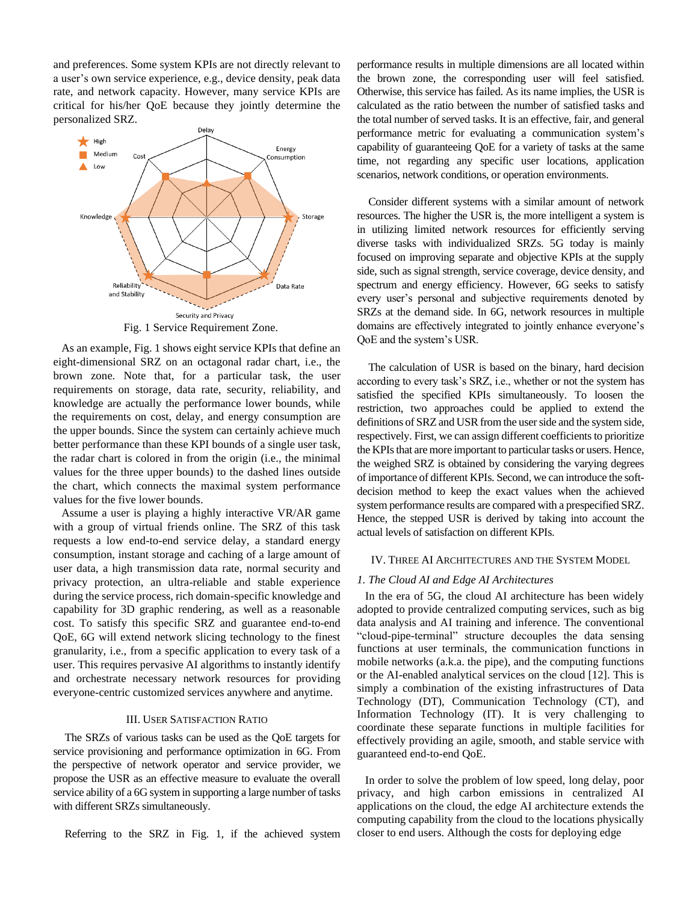and preferences. Some system KPIs are not directly relevant to a user's own service experience, e.g., device density, peak data rate, and network capacity. However, many service KPIs are critical for his/her QoE because they jointly determine the personalized SRZ.

Fig. 1 Service Requirement Zone.

As an example, Fig. 1 shows eight service KPIs that define an eight-dimensional SRZ on an octagonal radar chart, i.e., the brown zone. Note that, for a particular task, the user requirements on storage, data rate, security, reliability, and knowledge are actually the performance lower bounds, while the requirements on cost, delay, and energy consumption are the upper bounds. Since the system can certainly achieve much better performance than these KPI bounds of a single user task, the radar chart is colored in from the origin (i.e., the minimal values for the three upper bounds) to the dashed lines outside the chart, which connects the maximal system performance values for the five lower bounds.

Assume a user is playing a highly interactive VR/AR game with a group of virtual friends online. The SRZ of this task requests a low end-to-end service delay, a standard energy consumption, instant storage and caching of a large amount of user data, a high transmission data rate, normal security and privacy protection, an ultra-reliable and stable experience during the service process, rich domain-specific knowledge and capability for 3D graphic rendering, as well as a reasonable cost. To satisfy this specific SRZ and guarantee end-to-end QoE, 6G will extend network slicing technology to the finest granularity, i.e., from a specific application to every task of a user. This requires pervasive AI algorithms to instantly identify and orchestrate necessary network resources for providing everyone-centric customized services anywhere and anytime.

## III. User Satisfaction Ratio

The SRZs of various tasks can be used as the QoE targets for service provisioning and performance optimization in 6G. From the perspective of network operator and service provider, we propose the USR as an effective measure to evaluate the overall service ability of a 6G system in supporting a large number of tasks with different SRZs simultaneously.

Referring to the SRZ in Fig. 1, if the achieved system performance results in multiple dimensions are all located within the brown zone, the corresponding user will feel satisfied. Otherwise, this service has failed. As its name implies, the USR is calculated as the ratio between the number of satisfied tasks and the total number of served tasks. It is an effective, fair, and general performance metric for evaluating a communication system's capability of guaranteeing QoE for a variety of tasks at the same time, not regarding any specific user locations, application scenarios, network conditions, or operation environments.

Consider different systems with a similar amount of network resources. The higher the USR is, the more intelligent a system is in utilizing limited network resources for efficiently serving diverse tasks with individualized SRZs. 5G today is mainly focused on improving separate and objective KPIs at the supply side, such as signal strength, service coverage, device density, and spectrum and energy efficiency. However, 6G seeks to satisfy every user's personal and subjective requirements denoted by SRZs at the demand side. In 6G, network resources in multiple domains are effectively integrated to jointly enhance everyone's QoE and the system's USR.

The calculation of USR is based on the binary, hard decision according to every task's SRZ, i.e., whether or not the system has satisfied the specified KPIs simultaneously. To loosen the restriction, two approaches could be applied to extend the definitions of SRZ and USR from the user side and the system side, respectively. First, we can assign different coefficients to prioritize the KPIs that are more important to particular tasks or users. Hence, the weighed SRZ is obtained by considering the varying degrees of importance of different KPIs. Second, we can introduce the soft-decision method to keep the exact values when the achieved system performance results are compared with a prespecified SRZ. Hence, the stepped USR is derived by taking into account the actual levels of satisfaction on different KPIs.

## IV. Three AI Architectures and the System Model

### *1. The Cloud AI and Edge AI Architectures*

In the era of 5G, the cloud AI architecture has been widely adopted to provide centralized computing services, such as big data analysis and AI training and inference. The conventional "cloud-pipe-terminal" structure decouples the data sensing functions at user terminals, the communication functions in mobile networks (a.k.a. the pipe), and the computing functions or the AI-enabled analytical services on the cloud [12]. This is simply a combination of the existing infrastructures of Data Technology (DT), Communication Technology (CT), and Information Technology (IT). It is very challenging to coordinate these separate functions in multiple facilities for effectively providing an agile, smooth, and stable service with guaranteed end-to-end QoE.

In order to solve the problem of low speed, long delay, poor privacy, and high carbon emissions in centralized AI applications on the cloud, the edge AI architecture extends the computing capability from the cloud to the locations physically closer to end users. Although the costs for deploying edge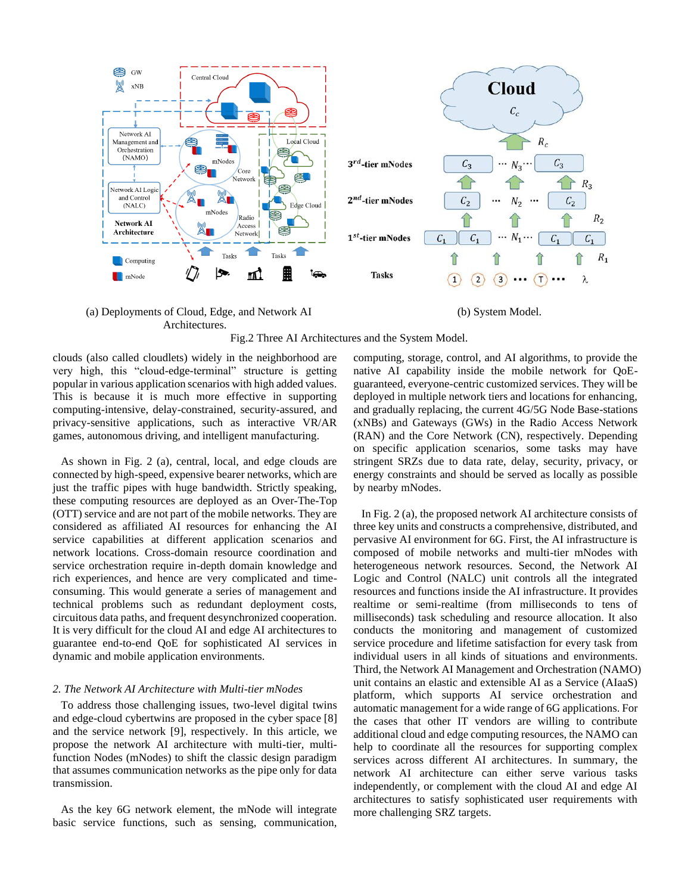(a) Deployments of Cloud, Edge, and Network AI Architectures.

(b) System Model.

Fig.2 Three AI Architectures and the System Model.

clouds (also called cloudlets) widely in the neighborhood are very high, this "cloud-edge-terminal" structure is getting popular in various application scenarios with high added values. This is because it is much more effective in supporting computing-intensive, delay-constrained, security-assured, and privacy-sensitive applications, such as interactive VR/AR games, autonomous driving, and intelligent manufacturing.

As shown in Fig. 2 (a), central, local, and edge clouds are connected by high-speed, expensive bearer networks, which are just the traffic pipes with huge bandwidth. Strictly speaking, these computing resources are deployed as an Over-The-Top (OTT) service and are not part of the mobile networks. They are considered as affiliated AI resources for enhancing the AI service capabilities at different application scenarios and network locations. Cross-domain resource coordination and service orchestration require in-depth domain knowledge and rich experiences, and hence are very complicated and time-consuming. This would generate a series of management and technical problems such as redundant deployment costs, circuitous data paths, and frequent desynchronized cooperation. It is very difficult for the cloud AI and edge AI architectures to guarantee end-to-end QoE for sophisticated AI services in dynamic and mobile application environments.

### *2. The Network AI Architecture with Multi-tier mNodes*

To address those challenging issues, two-level digital twins and edge-cloud cybertwins are proposed in the cyber space [8] and the service network [9], respectively. In this article, we propose the network AI architecture with multi-tier, multi-function Nodes (mNodes) to shift the classic design paradigm that assumes communication networks as the pipe only for data transmission.

As the key 6G network element, the mNode will integrate basic service functions, such as sensing, communication, computing, storage, control, and AI algorithms, to provide the native AI capability inside the mobile network for QoE-guaranteed, everyone-centric customized services. They will be deployed in multiple network tiers and locations for enhancing, and gradually replacing, the current 4G/5G Node Base-stations (xNBs) and Gateways (GWs) in the Radio Access Network (RAN) and the Core Network (CN), respectively. Depending on specific application scenarios, some tasks may have stringent SRZs due to data rate, delay, security, privacy, or energy constraints and should be served as locally as possible by nearby mNodes.

In Fig. 2 (a), the proposed network AI architecture consists of three key units and constructs a comprehensive, distributed, and pervasive AI environment for 6G. First, the AI infrastructure is composed of mobile networks and multi-tier mNodes with heterogeneous network resources. Second, the Network AI Logic and Control (NALC) unit controls all the integrated resources and functions inside the AI infrastructure. It provides realtime or semi-realtime (from milliseconds to tens of milliseconds) task scheduling and resource allocation. It also conducts the monitoring and management of customized service procedure and lifetime satisfaction for every task from individual users in all kinds of situations and environments. Third, the Network AI Management and Orchestration (NAMO) unit contains an elastic and extensible AI as a Service (AIaaS) platform, which supports AI service orchestration and automatic management for a wide range of 6G applications. For the cases that other IT vendors are willing to contribute additional cloud and edge computing resources, the NAMO can help to coordinate all the resources for supporting complex services across different AI architectures. In summary, the network AI architecture can either serve various tasks independently, or complement with the cloud AI and edge AI architectures to satisfy sophisticated user requirements with more challenging SRZ targets.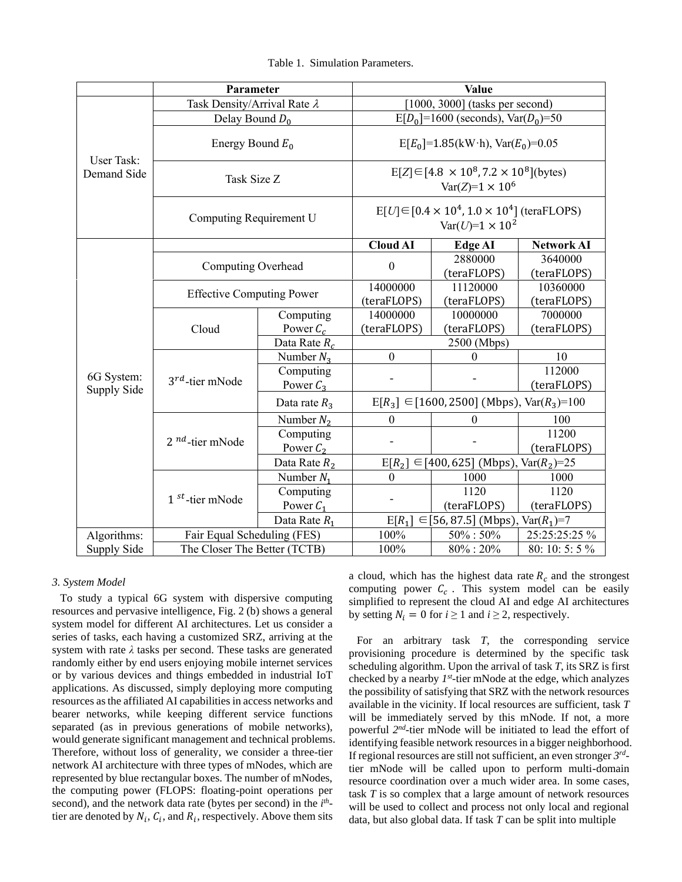Table 1. Simulation Parameters.

| | Parameter | | Value | | |
|---|---|---|---|---|---|
| User Task: Demand Side | Task Density/Arrival Rate $\lambda$ | | [1000, 3000] (tasks per second) | | |
| | Delay Bound $D_0$ | | E[$D_0$]=1600 (seconds), Var($D_0$)=50 | | |
| | Energy Bound $E_0$ | | E[$E_0$]=1.85(kW·h), Var($E_0$)=0.05 | | |
| | Task Size Z | | E[$Z$]$\in[4.8\times10^8, 7.2\times10^8]$(bytes) Var($Z$)=$1\times10^6$ | | |
| | Computing Requirement U | | E[$U$]$\in[0.4\times10^4, 1.0\times10^4]$ (teraFLOPS) Var($U$)=$1\times10^2$ | | |
| 6G System: Supply Side | | | **Cloud AI** | **Edge AI** | **Network AI** |
| | Computing Overhead | | 0 | 2880000 (teraFLOPS) | 3640000 (teraFLOPS) |
| | Effective Computing Power | | 14000000 (teraFLOPS) | 11120000 (teraFLOPS) | 10360000 (teraFLOPS) |
| | Cloud | Computing Power $C_c$ | 14000000 (teraFLOPS) | 10000000 (teraFLOPS) | 7000000 (teraFLOPS) |
| | | Data Rate $R_c$ | 2500 (Mbps) | | |
| | $3^{rd}$-tier mNode | Number $N_3$ | 0 | 0 | 10 |
| | | Computing Power $C_3$ | - | - | 112000 (teraFLOPS) |
| | | Data rate $R_3$ | E[$R_3$] $\in[1600, 2500]$ (Mbps), Var($R_3$)=100 | | |
| | $2^{nd}$-tier mNode | Number $N_2$ | 0 | 0 | 100 |
| | | Computing Power $C_2$ | - | - | 11200 (teraFLOPS) |
| | | Data Rate $R_2$ | E[$R_2$] $\in[400, 625]$ (Mbps), Var($R_2$)=25 | | |
| | $1^{st}$-tier mNode | Number $N_1$ | 0 | 1000 | 1000 |
| | | Computing Power $C_1$ | - | 1120 (teraFLOPS) | 1120 (teraFLOPS) |
| | | Data Rate $R_1$ | E[$R_1$] $\in[56, 87.5]$ (Mbps), Var($R_1$)=7 | | |
| Algorithms: Supply Side | Fair Equal Scheduling (FES) | | 100% | 50% : 50% | 25:25:25:25 % |
| | The Closer The Better (TCTB) | | 100% | 80% : 20% | 80: 10: 5: 5 % |

### *3. System Model*

To study a typical 6G system with dispersive computing resources and pervasive intelligence, Fig. 2 (b) shows a general system model for different AI architectures. Let us consider a series of tasks, each having a customized SRZ, arriving at the system with rate $\lambda$ tasks per second. These tasks are generated randomly either by end users enjoying mobile internet services or by various devices and things embedded in industrial IoT applications. As discussed, simply deploying more computing resources as the affiliated AI capabilities in access networks and bearer networks, while keeping different service functions separated (as in previous generations of mobile networks), would generate significant management and technical problems. Therefore, without loss of generality, we consider a three-tier network AI architecture with three types of mNodes, which are represented by blue rectangular boxes. The number of mNodes, the computing power (FLOPS: floating-point operations per second), and the network data rate (bytes per second) in the $i^{th}$-tier are denoted by $N_i$, $C_i$, and $R_i$, respectively. Above them sits a cloud, which has the highest data rate $R_c$ and the strongest computing power $C_c$. This system model can be easily simplified to represent the cloud AI and edge AI architectures by setting $N_i = 0$ for $i \geq 1$ and $i \geq 2$, respectively.

For an arbitrary task *T*, the corresponding service provisioning procedure is determined by the specific task scheduling algorithm. Upon the arrival of task *T*, its SRZ is first checked by a nearby *1st*-tier mNode at the edge, which analyzes the possibility of satisfying that SRZ with the network resources available in the vicinity. If local resources are sufficient, task *T* will be immediately served by this mNode. If not, a more powerful *2nd*-tier mNode will be initiated to lead the effort of identifying feasible network resources in a bigger neighborhood. If regional resources are still not sufficient, an even stronger *3rd*-tier mNode will be called upon to perform multi-domain resource coordination over a much wider area. In some cases, task *T* is so complex that a large amount of network resources will be used to collect and process not only local and regional data, but also global data. If task *T* can be split into multiple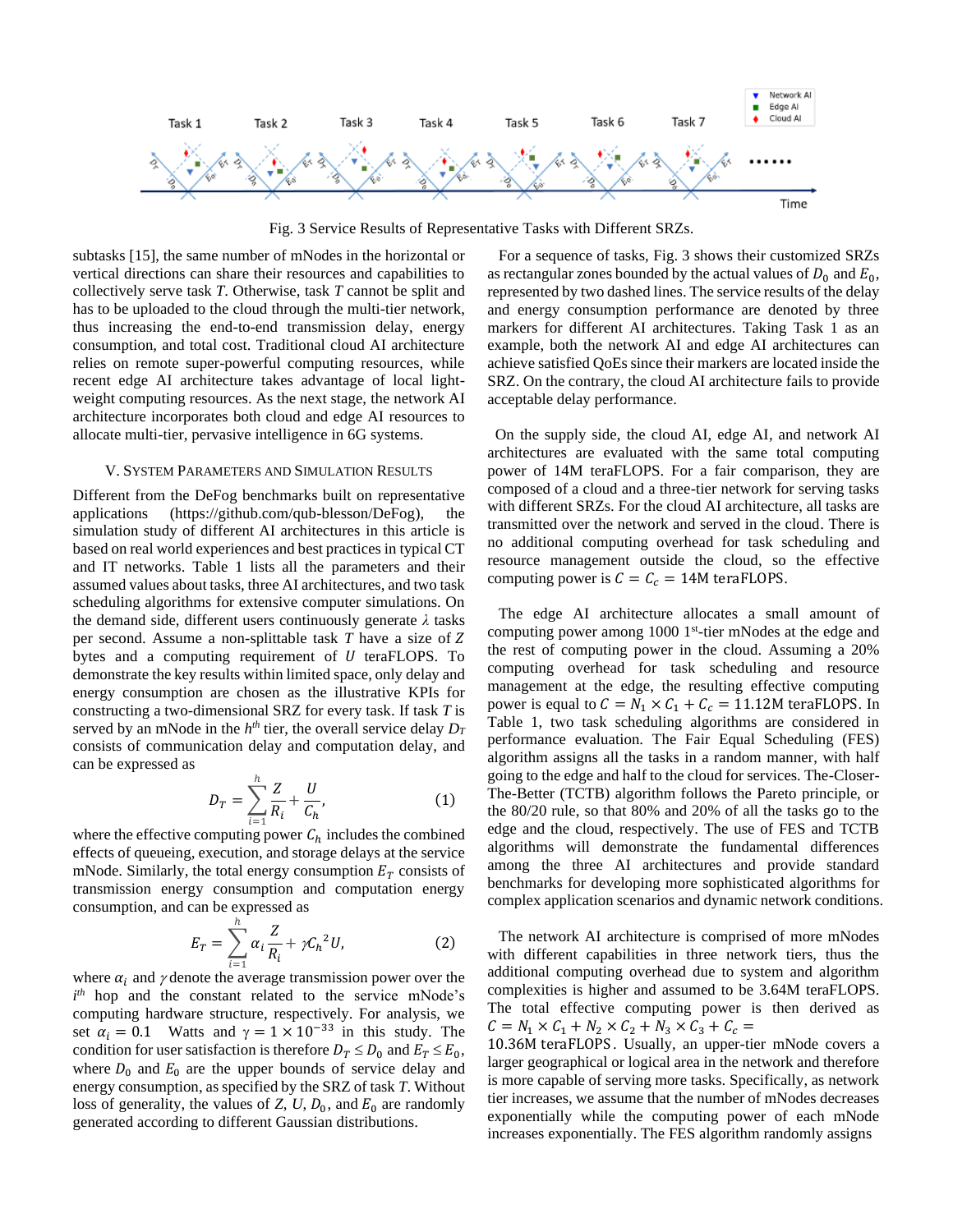Fig. 3 Service Results of Representative Tasks with Different SRZs.

subtasks [15], the same number of mNodes in the horizontal or vertical directions can share their resources and capabilities to collectively serve task $T$. Otherwise, task $T$ cannot be split and has to be uploaded to the cloud through the multi-tier network, thus increasing the end-to-end transmission delay, energy consumption, and total cost. Traditional cloud AI architecture relies on remote super-powerful computing resources, while recent edge AI architecture takes advantage of local light-weight computing resources. As the next stage, the network AI architecture incorporates both cloud and edge AI resources to allocate multi-tier, pervasive intelligence in 6G systems.

## V. System Parameters and Simulation Results

Different from the DeFog benchmarks built on representative applications (https://github.com/qub-blesson/DeFog), the simulation study of different AI architectures in this article is based on real world experiences and best practices in typical CT and IT networks. Table 1 lists all the parameters and their assumed values about tasks, three AI architectures, and two task scheduling algorithms for extensive computer simulations. On the demand side, different users continuously generate $\lambda$ tasks per second. Assume a non-splittable task $T$ have a size of $Z$ bytes and a computing requirement of $U$ teraFLOPS. To demonstrate the key results within limited space, only delay and energy consumption are chosen as the illustrative KPIs for constructing a two-dimensional SRZ for every task. If task $T$ is served by an mNode in the $h^{th}$ tier, the overall service delay $D_T$ consists of communication delay and computation delay, and can be expressed as

$$D_T = \sum_{i=1}^{h} \frac{Z}{R_i} + \frac{U}{C_h}, \tag{1}$$

where the effective computing power $C_h$ includes the combined effects of queueing, execution, and storage delays at the service mNode. Similarly, the total energy consumption $E_T$ consists of transmission energy consumption and computation energy consumption, and can be expressed as

$$E_T = \sum_{i=1}^{h} \alpha_i \frac{Z}{R_i} + \gamma C_h^{\,2} U, \tag{2}$$

where $\alpha_i$ and $\gamma$ denote the average transmission power over the $i^{th}$ hop and the constant related to the service mNode's computing hardware structure, respectively. For analysis, we set $\alpha_i = 0.1$ Watts and $\gamma = 1 \times 10^{-33}$ in this study. The condition for user satisfaction is therefore $D_T \le D_0$ and $E_T \le E_0$, where $D_0$ and $E_0$ are the upper bounds of service delay and energy consumption, as specified by the SRZ of task $T$. Without loss of generality, the values of $Z$, $U$, $D_0$, and $E_0$ are randomly generated according to different Gaussian distributions.

For a sequence of tasks, Fig. 3 shows their customized SRZs as rectangular zones bounded by the actual values of $D_0$ and $E_0$, represented by two dashed lines. The service results of the delay and energy consumption performance are denoted by three markers for different AI architectures. Taking Task 1 as an example, both the network AI and edge AI architectures can achieve satisfied QoEs since their markers are located inside the SRZ. On the contrary, the cloud AI architecture fails to provide acceptable delay performance.

On the supply side, the cloud AI, edge AI, and network AI architectures are evaluated with the same total computing power of 14M teraFLOPS. For a fair comparison, they are composed of a cloud and a three-tier network for serving tasks with different SRZs. For the cloud AI architecture, all tasks are transmitted over the network and served in the cloud. There is no additional computing overhead for task scheduling and resource management outside the cloud, so the effective computing power is $C = C_c = 14\text{M teraFLOPS}$.

The edge AI architecture allocates a small amount of computing power among 1000 1[st]-tier mNodes at the edge and the rest of computing power in the cloud. Assuming a 20% computing overhead for task scheduling and resource management at the edge, the resulting effective computing power is equal to $C = N_1 \times C_1 + C_c = 11.12\text{M teraFLOPS}$. In Table 1, two task scheduling algorithms are considered in performance evaluation. The Fair Equal Scheduling (FES) algorithm assigns all the tasks in a random manner, with half going to the edge and half to the cloud for services. The-Closer-The-Better (TCTB) algorithm follows the Pareto principle, or the 80/20 rule, so that 80% and 20% of all the tasks go to the edge and the cloud, respectively. The use of FES and TCTB algorithms will demonstrate the fundamental differences among the three AI architectures and provide standard benchmarks for developing more sophisticated algorithms for complex application scenarios and dynamic network conditions.

The network AI architecture is comprised of more mNodes with different capabilities in three network tiers, thus the additional computing overhead due to system and algorithm complexities is higher and assumed to be 3.64M teraFLOPS. The total effective computing power is then derived as $C = N_1 \times C_1 + N_2 \times C_2 + N_3 \times C_3 + C_c = 10.36\text{M teraFLOPS}$. Usually, an upper-tier mNode covers a larger geographical or logical area in the network and therefore is more capable of serving more tasks. Specifically, as network tier increases, we assume that the number of mNodes decreases exponentially while the computing power of each mNode increases exponentially. The FES algorithm randomly assigns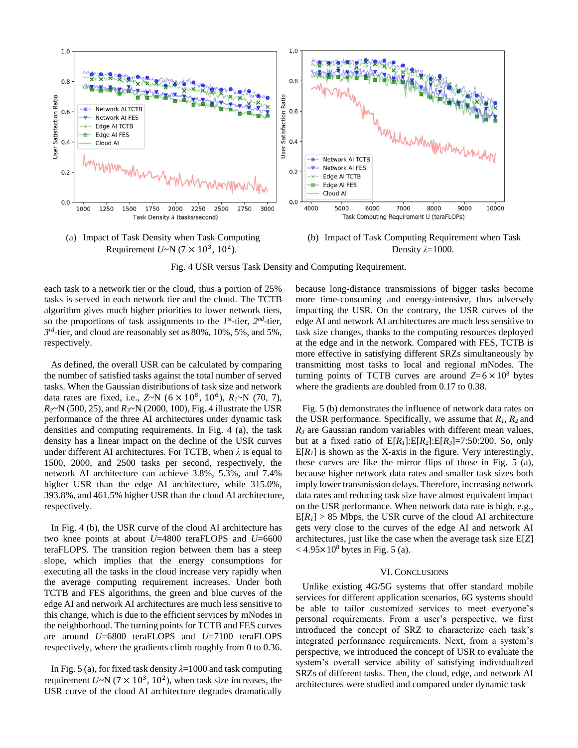(a) Impact of Task Density when Task Computing Requirement $U$~N $(7 \times 10^3, 10^2)$.

(b) Impact of Task Computing Requirement when Task Density $\lambda$=1000.

Fig. 4 USR versus Task Density and Computing Requirement.

each task to a network tier or the cloud, thus a portion of 25% tasks is served in each network tier and the cloud. The TCTB algorithm gives much higher priorities to lower network tiers, so the proportions of task assignments to the $1^{st}$-tier, $2^{nd}$-tier, $3^{rd}$-tier, and cloud are reasonably set as 80%, 10%, 5%, and 5%, respectively.

As defined, the overall USR can be calculated by comparing the number of satisfied tasks against the total number of served tasks. When the Gaussian distributions of task size and network data rates are fixed, i.e., $Z$~N $(6 \times 10^8, 10^6)$, $R_1$~N (70, 7), $R_2$~N (500, 25), and $R_3$~N (2000, 100), Fig. 4 illustrate the USR performance of the three AI architectures under dynamic task densities and computing requirements. In Fig. 4 (a), the task density has a linear impact on the decline of the USR curves under different AI architectures. For TCTB, when $\lambda$ is equal to 1500, 2000, and 2500 tasks per second, respectively, the network AI architecture can achieve 3.8%, 5.3%, and 7.4% higher USR than the edge AI architecture, while 315.0%, 393.8%, and 461.5% higher USR than the cloud AI architecture, respectively.

In Fig. 4 (b), the USR curve of the cloud AI architecture has two knee points at about $U$=4800 teraFLOPS and $U$=6600 teraFLOPS. The transition region between them has a steep slope, which implies that the energy consumptions for executing all the tasks in the cloud increase very rapidly when the average computing requirement increases. Under both TCTB and FES algorithms, the green and blue curves of the edge AI and network AI architectures are much less sensitive to this change, which is due to the efficient services by mNodes in the neighborhood. The turning points for TCTB and FES curves are around $U$=6800 teraFLOPS and $U$=7100 teraFLOPS respectively, where the gradients climb roughly from 0 to 0.36.

In Fig. 5 (a), for fixed task density $\lambda$=1000 and task computing requirement $U$~N $(7 \times 10^3, 10^2)$, when task size increases, the USR curve of the cloud AI architecture degrades dramatically because long-distance transmissions of bigger tasks become more time-consuming and energy-intensive, thus adversely impacting the USR. On the contrary, the USR curves of the edge AI and network AI architectures are much less sensitive to task size changes, thanks to the computing resources deployed at the edge and in the network. Compared with FES, TCTB is more effective in satisfying different SRZs simultaneously by transmitting most tasks to local and regional mNodes. The turning points of TCTB curves are around $Z$=$6 \times 10^8$ bytes where the gradients are doubled from 0.17 to 0.38.

Fig. 5 (b) demonstrates the influence of network data rates on the USR performance. Specifically, we assume that $R_1$, $R_2$ and $R_3$ are Gaussian random variables with different mean values, but at a fixed ratio of E[$R_1$]:E[$R_2$]:E[$R_3$]=7:50:200. So, only E[$R_1$] is shown as the X-axis in the figure. Very interestingly, these curves are like the mirror flips of those in Fig. 5 (a), because higher network data rates and smaller task sizes both imply lower transmission delays. Therefore, increasing network data rates and reducing task size have almost equivalent impact on the USR performance. When network data rate is high, e.g., E[$R_1$] > 85 Mbps, the USR curve of the cloud AI architecture gets very close to the curves of the edge AI and network AI architectures, just like the case when the average task size E[$Z$] < $4.95 \times 10^8$ bytes in Fig. 5 (a).

## VI. Conclusions

Unlike existing 4G/5G systems that offer standard mobile services for different application scenarios, 6G systems should be able to tailor customized services to meet everyone's personal requirements. From a user's perspective, we first introduced the concept of SRZ to characterize each task's integrated performance requirements. Next, from a system's perspective, we introduced the concept of USR to evaluate the system's overall service ability of satisfying individualized SRZs of different tasks. Then, the cloud, edge, and network AI architectures were studied and compared under dynamic task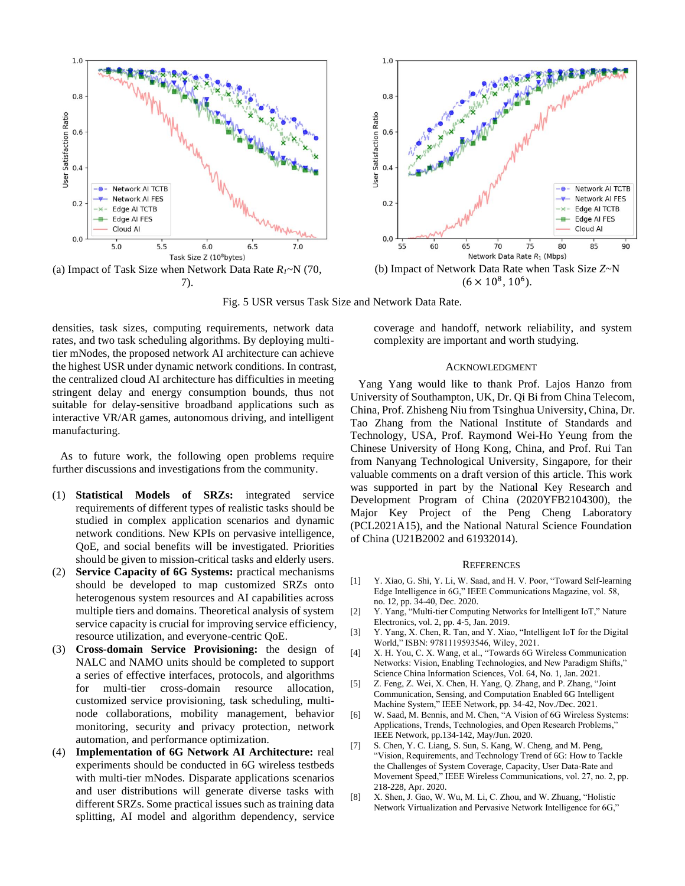(a) Impact of Task Size when Network Data Rate $R_1$~N (70, 7).

(b) Impact of Network Data Rate when Task Size $Z$~N $(6 \times 10^8, 10^6)$.

Fig. 5 USR versus Task Size and Network Data Rate.

densities, task sizes, computing requirements, network data rates, and two task scheduling algorithms. By deploying multi-tier mNodes, the proposed network AI architecture can achieve the highest USR under dynamic network conditions. In contrast, the centralized cloud AI architecture has difficulties in meeting stringent delay and energy consumption bounds, thus not suitable for delay-sensitive broadband applications such as interactive VR/AR games, autonomous driving, and intelligent manufacturing.

As to future work, the following open problems require further discussions and investigations from the community.

(1) **Statistical Models of SRZs:** integrated service requirements of different types of realistic tasks should be studied in complex application scenarios and dynamic network conditions. New KPIs on pervasive intelligence, QoE, and social benefits will be investigated. Priorities should be given to mission-critical tasks and elderly users.
(2) **Service Capacity of 6G Systems:** practical mechanisms should be developed to map customized SRZs onto heterogeneous system resources and AI capabilities across multiple tiers and domains. Theoretical analysis of system service capacity is crucial for improving service efficiency, resource utilization, and everyone-centric QoE.
(3) **Cross-domain Service Provisioning:** the design of NALC and NAMO units should be completed to support a series of effective interfaces, protocols, and algorithms for multi-tier cross-domain resource allocation, customized service provisioning, task scheduling, multi-node collaborations, mobility management, behavior monitoring, security and privacy protection, network automation, and performance optimization.
(4) **Implementation of 6G Network AI Architecture:** real experiments should be conducted in 6G wireless testbeds with multi-tier mNodes. Disparate applications scenarios and user distributions will generate diverse tasks with different SRZs. Some practical issues such as training data splitting, AI model and algorithm dependency, service coverage and handoff, network reliability, and system complexity are important and worth studying.

## Acknowledgment

Yang Yang would like to thank Prof. Lajos Hanzo from University of Southampton, UK, Dr. Qi Bi from China Telecom, China, Prof. Zhisheng Niu from Tsinghua University, China, Dr. Tao Zhang from the National Institute of Standards and Technology, USA, Prof. Raymond Wei-Ho Yeung from the Chinese University of Hong Kong, China, and Prof. Rui Tan from Nanyang Technological University, Singapore, for their valuable comments on a draft version of this article. This work was supported in part by the National Key Research and Development Program of China (2020YFB2104300), the Major Key Project of the Peng Cheng Laboratory (PCL2021A15), and the National Natural Science Foundation of China (U21B2002 and 61932014).

## References

[1] Y. Xiao, G. Shi, Y. Li, W. Saad, and H. V. Poor, "Toward Self-learning Edge Intelligence in 6G," IEEE Communications Magazine, vol. 58, no. 12, pp. 34-40, Dec. 2020.

[2] Y. Yang, "Multi-tier Computing Networks for Intelligent IoT," Nature Electronics, vol. 2, pp. 4-5, Jan. 2019.

[3] Y. Yang, X. Chen, R. Tan, and Y. Xiao, "Intelligent IoT for the Digital World," ISBN: 9781119593546, Wiley, 2021.

[4] X. H. You, C. X. Wang, et al., "Towards 6G Wireless Communication Networks: Vision, Enabling Technologies, and New Paradigm Shifts," Science China Information Sciences, Vol. 64, No. 1, Jan. 2021.

[5] Z. Feng, Z. Wei, X. Chen, H. Yang, Q. Zhang, and P. Zhang, "Joint Communication, Sensing, and Computation Enabled 6G Intelligent Machine System," IEEE Network, pp. 34-42, Nov./Dec. 2021.

[6] W. Saad, M. Bennis, and M. Chen, "A Vision of 6G Wireless Systems: Applications, Trends, Technologies, and Open Research Problems," IEEE Network, pp.134-142, May/Jun. 2020.

[7] S. Chen, Y. C. Liang, S. Sun, S. Kang, W. Cheng, and M. Peng, "Vision, Requirements, and Technology Trend of 6G: How to Tackle the Challenges of System Coverage, Capacity, User Data-Rate and Movement Speed," IEEE Wireless Communications, vol. 27, no. 2, pp. 218-228, Apr. 2020.

[8] X. Shen, J. Gao, W. Wu, M. Li, C. Zhou, and W. Zhuang, "Holistic Network Virtualization and Pervasive Network Intelligence for 6G,"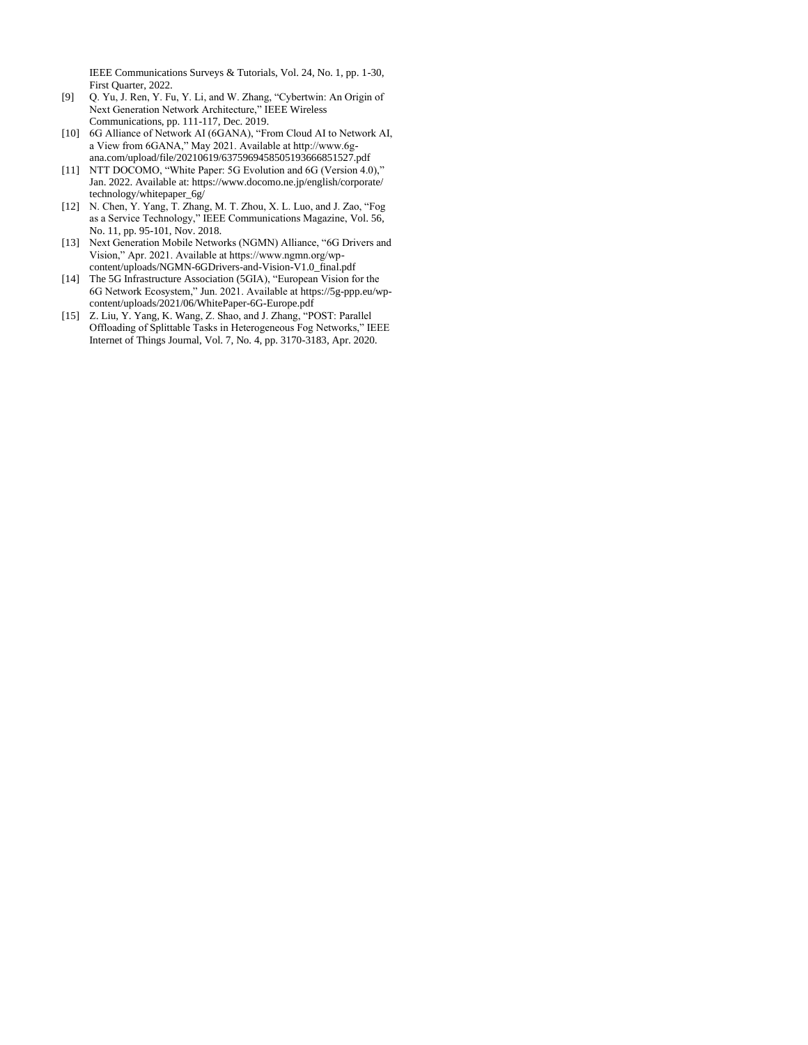IEEE Communications Surveys & Tutorials, Vol. 24, No. 1, pp. 1-30, First Quarter, 2022.

[9] Q. Yu, J. Ren, Y. Fu, Y. Li, and W. Zhang, "Cybertwin: An Origin of Next Generation Network Architecture," IEEE Wireless Communications, pp. 111-117, Dec. 2019.

[10] 6G Alliance of Network AI (6GANA), "From Cloud AI to Network AI, a View from 6GANA," May 2021. Available at http://www.6g-ana.com/upload/file/20210619/6375969458505193666851527.pdf

[11] NTT DOCOMO, "White Paper: 5G Evolution and 6G (Version 4.0)," Jan. 2022. Available at: https://www.docomo.ne.jp/english/corporate/technology/whitepaper_6g/

[12] N. Chen, Y. Yang, T. Zhang, M. T. Zhou, X. L. Luo, and J. Zao, "Fog as a Service Technology," IEEE Communications Magazine, Vol. 56, No. 11, pp. 95-101, Nov. 2018.

[13] Next Generation Mobile Networks (NGMN) Alliance, "6G Drivers and Vision," Apr. 2021. Available at https://www.ngmn.org/wp-content/uploads/NGMN-6GDrivers-and-Vision-V1.0_final.pdf

[14] The 5G Infrastructure Association (5GIA), "European Vision for the 6G Network Ecosystem," Jun. 2021. Available at https://5g-ppp.eu/wp-content/uploads/2021/06/WhitePaper-6G-Europe.pdf

[15] Z. Liu, Y. Yang, K. Wang, Z. Shao, and J. Zhang, "POST: Parallel Offloading of Splittable Tasks in Heterogeneous Fog Networks," IEEE Internet of Things Journal, Vol. 7, No. 4, pp. 3170-3183, Apr. 2020.